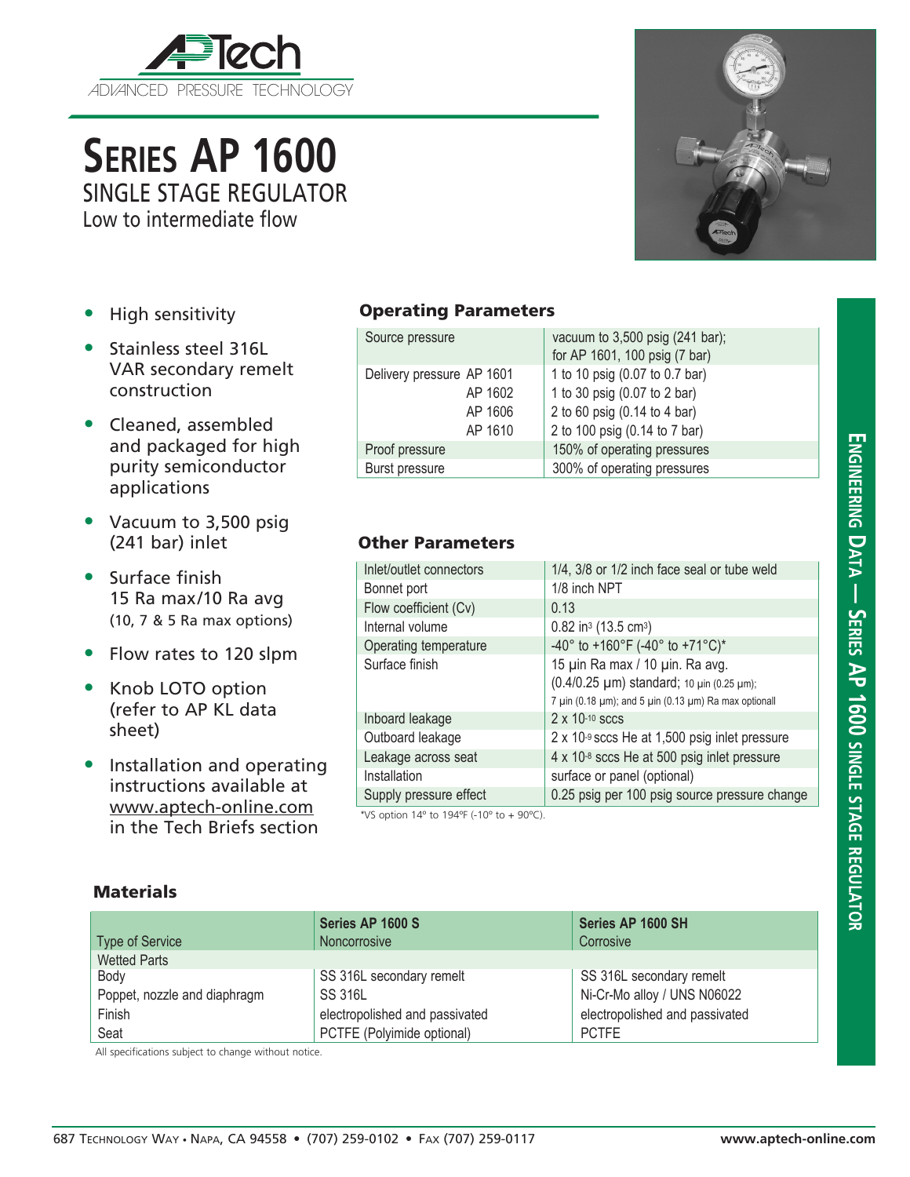# SERIES AP 1600

## SINGLE STAGE REGULATOR

Low to intermediate flow

- High sensitivity
- Stainless steel 316L VAR secondary remelt construction
- Cleaned, assembled and packaged for high purity semiconductor applications
- Vacuum to 3,500 psig (241 bar) inlet
- Surface finish 15 Ra max/10 Ra avg (10, 7 & 5 Ra max options)
- Flow rates to 120 slpm
- Knob LOTO option (refer to AP KL data sheet)
- Installation and operating instructions available at www.aptech-online.com in the Tech Briefs section

### Operating Parameters

| | |
|---|---|
| Source pressure | vacuum to 3,500 psig (241 bar); for AP 1601, 100 psig (7 bar) |
| Delivery pressure AP 1601 | 1 to 10 psig (0.07 to 0.7 bar) |
| AP 1602 | 1 to 30 psig (0.07 to 2 bar) |
| AP 1606 | 2 to 60 psig (0.14 to 4 bar) |
| AP 1610 | 2 to 100 psig (0.14 to 7 bar) |
| Proof pressure | 150% of operating pressures |
| Burst pressure | 300% of operating pressures |

### Other Parameters

| | |
|---|---|
| Inlet/outlet connectors | 1/4, 3/8 or 1/2 inch face seal or tube weld |
| Bonnet port | 1/8 inch NPT |
| Flow coefficient (Cv) | 0.13 |
| Internal volume | 0.82 in³ (13.5 cm³) |
| Operating temperature | -40° to +160°F (-40° to +71°C)* |
| Surface finish | 15 µin Ra max / 10 µin. Ra avg. (0.4/0.25 µm) standard; 10 µin (0.25 µm); 7 µin (0.18 µm); and 5 µin (0.13 µm) Ra max optional |
| Inboard leakage | $2 \times 10^{-10}$ sccs |
| Outboard leakage | $2 \times 10^{-9}$ sccs He at 1,500 psig inlet pressure |
| Leakage across seat | $4 \times 10^{-8}$ sccs He at 500 psig inlet pressure |
| Installation | surface or panel (optional) |
| Supply pressure effect | 0.25 psig per 100 psig source pressure change |

*VS option 14° to 194°F (-10° to + 90°C).

### Materials

| Type of Service | Series AP 1600 S Noncorrosive | Series AP 1600 SH Corrosive |
|---|---|---|
| Wetted Parts | | |
| Body | SS 316L secondary remelt | SS 316L secondary remelt |
| Poppet, nozzle and diaphragm | SS 316L | Ni-Cr-Mo alloy / UNS N06022 |
| Finish | electropolished and passivated | electropolished and passivated |
| Seat | PCTFE (Polyimide optional) | PCTFE |

All specifications subject to change without notice.

ENGINEERING DATA — SERIES AP 1600 SINGLE STAGE REGULATOR

687 TECHNOLOGY WAY • NAPA, CA 94558 • (707) 259-0102 • FAX (707) 259-0117 www.aptech-online.com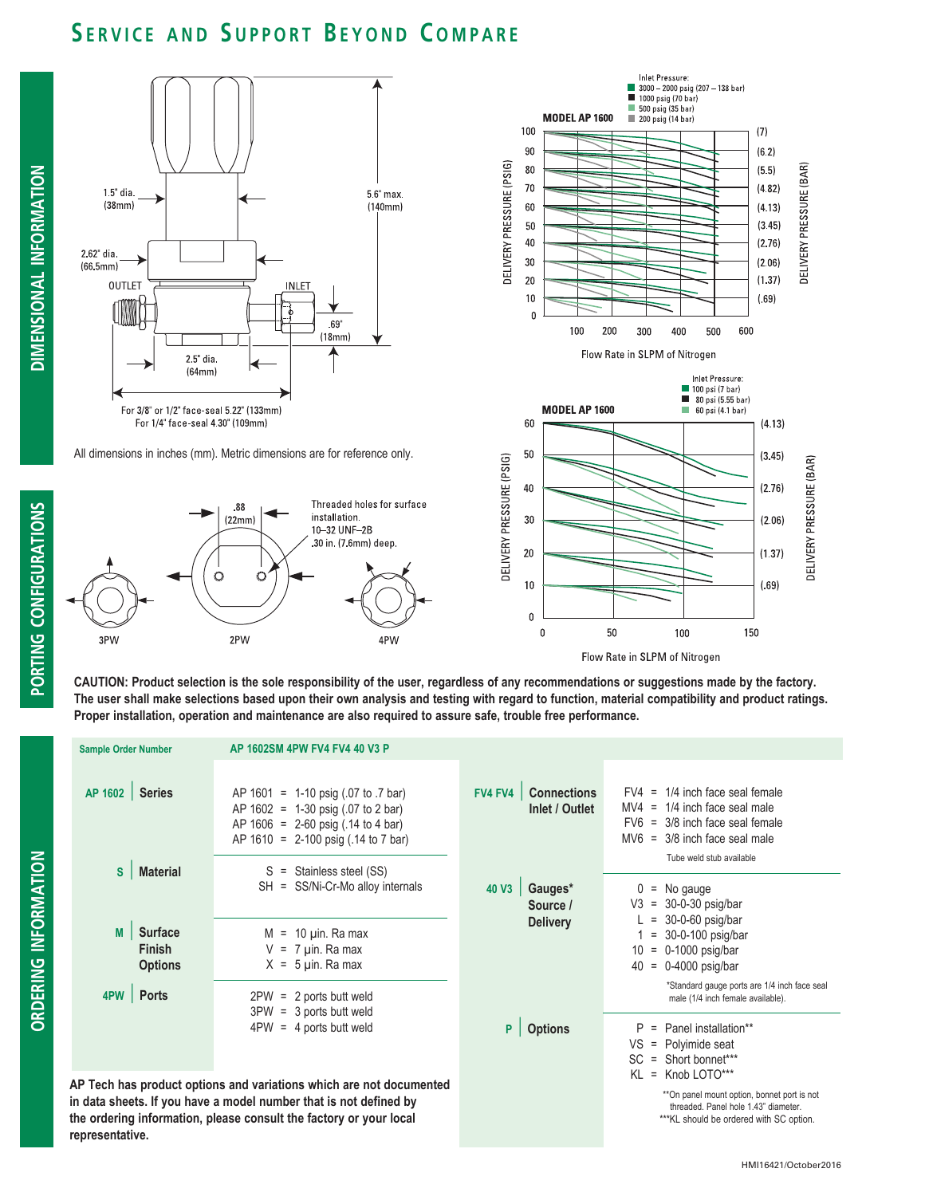# SERVICE AND SUPPORT BEYOND COMPARE

## DIMENSIONAL INFORMATION

1.5" dia. (38mm)

2.62" dia. (66.5mm)

OUTLET

INLET

5.6" max. (140mm)

.69" (18mm)

2.5" dia. (64mm)

For 3/8" or 1/2" face-seal 5.22" (133mm)
For 1/4" face-seal 4.30" (109mm)

All dimensions in inches (mm). Metric dimensions are for reference only.

MODEL AP 1600

Inlet Pressure:
3000 – 2000 psig (207 – 138 bar)
1000 psig (70 bar)
500 psig (35 bar)
200 psig (14 bar)

DELIVERY PRESSURE (PSIG)

100, 90, 80, 70, 60, 50, 40, 30, 20, 10, 0

DELIVERY PRESSURE (BAR)

(7), (6.2), (5.5), (4.82), (4.13), (3.45), (2.76), (2.06), (1.37), (.69)

100, 200, 300, 400, 500, 600

Flow Rate in SLPM of Nitrogen

MODEL AP 1600

Inlet Pressure:
100 psi (7 bar)
80 psi (5.55 bar)
60 psi (4.1 bar)

DELIVERY PRESSURE (PSIG)

60, 50, 40, 30, 20, 10, 0

DELIVERY PRESSURE (BAR)

(4.13), (3.45), (2.76), (2.06), (1.37), (.69)

0, 50, 100, 150

Flow Rate in SLPM of Nitrogen

## PORTING CONFIGURATIONS

.88 (22mm)

Threaded holes for surface installation.
10–32 UNF–2B
.30 in. (7.6mm) deep.

3PW 2PW 4PW

**CAUTION: Product selection is the sole responsibility of the user, regardless of any recommendations or suggestions made by the factory. The user shall make selections based upon their own analysis and testing with regard to function, material compatibility and product ratings. Proper installation, operation and maintenance are also required to assure safe, trouble free performance.**

## ORDERING INFORMATION

**Sample Order Number** **AP 1602SM 4PW FV4 FV4 40 V3 P**

| Code | Category | Options |
|---|---|---|
| AP 1602 | **Series** | AP 1601 = 1-10 psig (.07 to .7 bar)<br>AP 1602 = 1-30 psig (.07 to 2 bar)<br>AP 1606 = 2-60 psig (.14 to 4 bar)<br>AP 1610 = 2-100 psig (.14 to 7 bar) |
| S | **Material** | S = Stainless steel (SS)<br>SH = SS/Ni-Cr-Mo alloy internals |
| M | **Surface Finish Options** | M = 10 µin. Ra max<br>V = 7 µin. Ra max<br>X = 5 µin. Ra max |
| 4PW | **Ports** | 2PW = 2 ports butt weld<br>3PW = 3 ports butt weld<br>4PW = 4 ports butt weld |
| FV4 FV4 | **Connections Inlet / Outlet** | FV4 = 1/4 inch face seal female<br>MV4 = 1/4 inch face seal male<br>FV6 = 3/8 inch face seal female<br>MV6 = 3/8 inch face seal male<br>Tube weld stub available |
| 40 V3 | **Gauges\* Source / Delivery** | 0 = No gauge<br>V3 = 30-0-30 psig/bar<br>L = 30-0-60 psig/bar<br>1 = 30-0-100 psig/bar<br>10 = 0-1000 psig/bar<br>40 = 0-4000 psig/bar<br>*Standard gauge ports are 1/4 inch face seal male (1/4 inch female available). |
| P | **Options** | P = Panel installation**<br>VS = Polyimide seat<br>SC = Short bonnet***<br>KL = Knob LOTO***<br>**On panel mount option, bonnet port is not threaded. Panel hole 1.43" diameter.<br>***KL should be ordered with SC option. |

**AP Tech has product options and variations which are not documented in data sheets. If you have a model number that is not defined by the ordering information, please consult the factory or your local representative.**

HMI16421/October2016